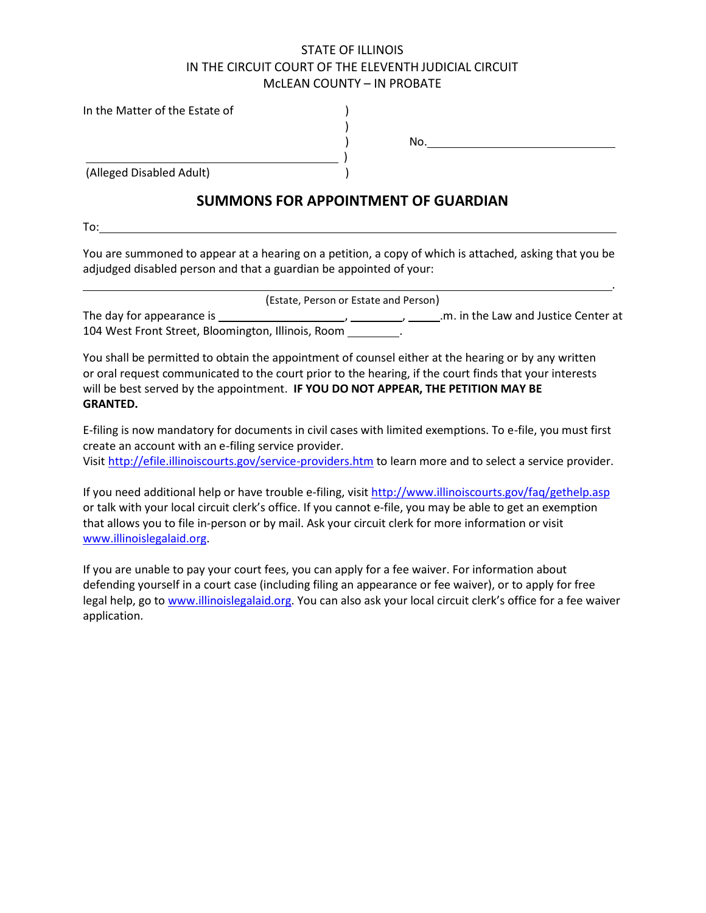STATE OF ILLINOIS
IN THE CIRCUIT COURT OF THE ELEVENTH JUDICIAL CIRCUIT
McLEAN COUNTY – IN PROBATE

In the Matter of the Estate of )
)
) No.______________________________
______________________________________ )
(Alleged Disabled Adult) )

## SUMMONS FOR APPOINTMENT OF GUARDIAN

To:______________________________________________________________________________

You are summoned to appear at a hearing on a petition, a copy of which is attached, asking that you be adjudged disabled person and that a guardian be appointed of your:

______________________________________________________________________________.
(Estate, Person or Estate and Person)

The day for appearance is ____________________, _________, _____.m. in the Law and Justice Center at 104 West Front Street, Bloomington, Illinois, Room ________.

You shall be permitted to obtain the appointment of counsel either at the hearing or by any written or oral request communicated to the court prior to the hearing, if the court finds that your interests will be best served by the appointment. **IF YOU DO NOT APPEAR, THE PETITION MAY BE GRANTED.**

E-filing is now mandatory for documents in civil cases with limited exemptions. To e-file, you must first create an account with an e-filing service provider.
Visit http://efile.illinoiscourts.gov/service-providers.htm to learn more and to select a service provider.

If you need additional help or have trouble e-filing, visit http://www.illinoiscourts.gov/faq/gethelp.asp or talk with your local circuit clerk's office. If you cannot e-file, you may be able to get an exemption that allows you to file in-person or by mail. Ask your circuit clerk for more information or visit www.illinoislegalaid.org.

If you are unable to pay your court fees, you can apply for a fee waiver. For information about defending yourself in a court case (including filing an appearance or fee waiver), or to apply for free legal help, go to www.illinoislegalaid.org. You can also ask your local circuit clerk's office for a fee waiver application.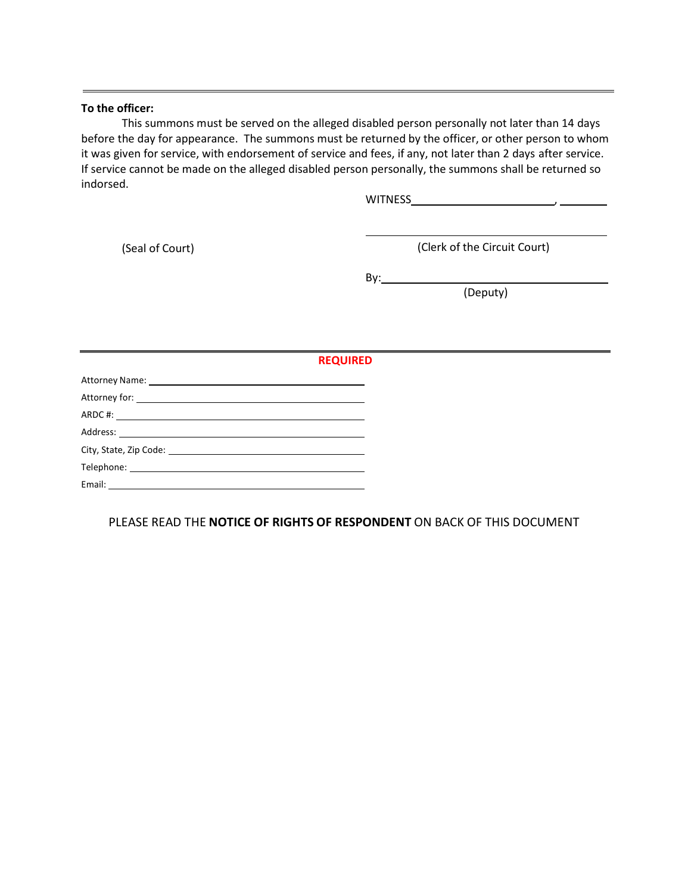---

**To the officer:**

This summons must be served on the alleged disabled person personally not later than 14 days before the day for appearance. The summons must be returned by the officer, or other person to whom it was given for service, with endorsement of service and fees, if any, not later than 2 days after service. If service cannot be made on the alleged disabled person personally, the summons shall be returned so indorsed.

WITNESS\_\_\_\_\_\_\_\_\_\_\_\_\_\_\_\_\_\_\_\_\_\_\_\_, \_\_\_\_\_\_\_\_

\_\_\_\_\_\_\_\_\_\_\_\_\_\_\_\_\_\_\_\_\_\_\_\_\_\_\_\_\_\_\_\_\_\_\_\_

(Seal of Court) (Clerk of the Circuit Court)

By:\_\_\_\_\_\_\_\_\_\_\_\_\_\_\_\_\_\_\_\_\_\_\_\_\_\_\_\_\_\_\_\_\_\_

(Deputy)

---

**REQUIRED**

Attorney Name: \_\_\_\_\_\_\_\_\_\_\_\_\_\_\_\_\_\_\_\_\_\_\_\_\_\_\_\_\_\_\_\_\_\_\_\_

Attorney for: \_\_\_\_\_\_\_\_\_\_\_\_\_\_\_\_\_\_\_\_\_\_\_\_\_\_\_\_\_\_\_\_\_\_\_\_

ARDC #: \_\_\_\_\_\_\_\_\_\_\_\_\_\_\_\_\_\_\_\_\_\_\_\_\_\_\_\_\_\_\_\_\_\_\_\_

Address: \_\_\_\_\_\_\_\_\_\_\_\_\_\_\_\_\_\_\_\_\_\_\_\_\_\_\_\_\_\_\_\_\_\_\_\_

City, State, Zip Code: \_\_\_\_\_\_\_\_\_\_\_\_\_\_\_\_\_\_\_\_\_\_\_\_\_\_\_\_\_\_\_\_\_\_\_\_

Telephone: \_\_\_\_\_\_\_\_\_\_\_\_\_\_\_\_\_\_\_\_\_\_\_\_\_\_\_\_\_\_\_\_\_\_\_\_

Email: \_\_\_\_\_\_\_\_\_\_\_\_\_\_\_\_\_\_\_\_\_\_\_\_\_\_\_\_\_\_\_\_\_\_\_\_

PLEASE READ THE **NOTICE OF RIGHTS OF RESPONDENT** ON BACK OF THIS DOCUMENT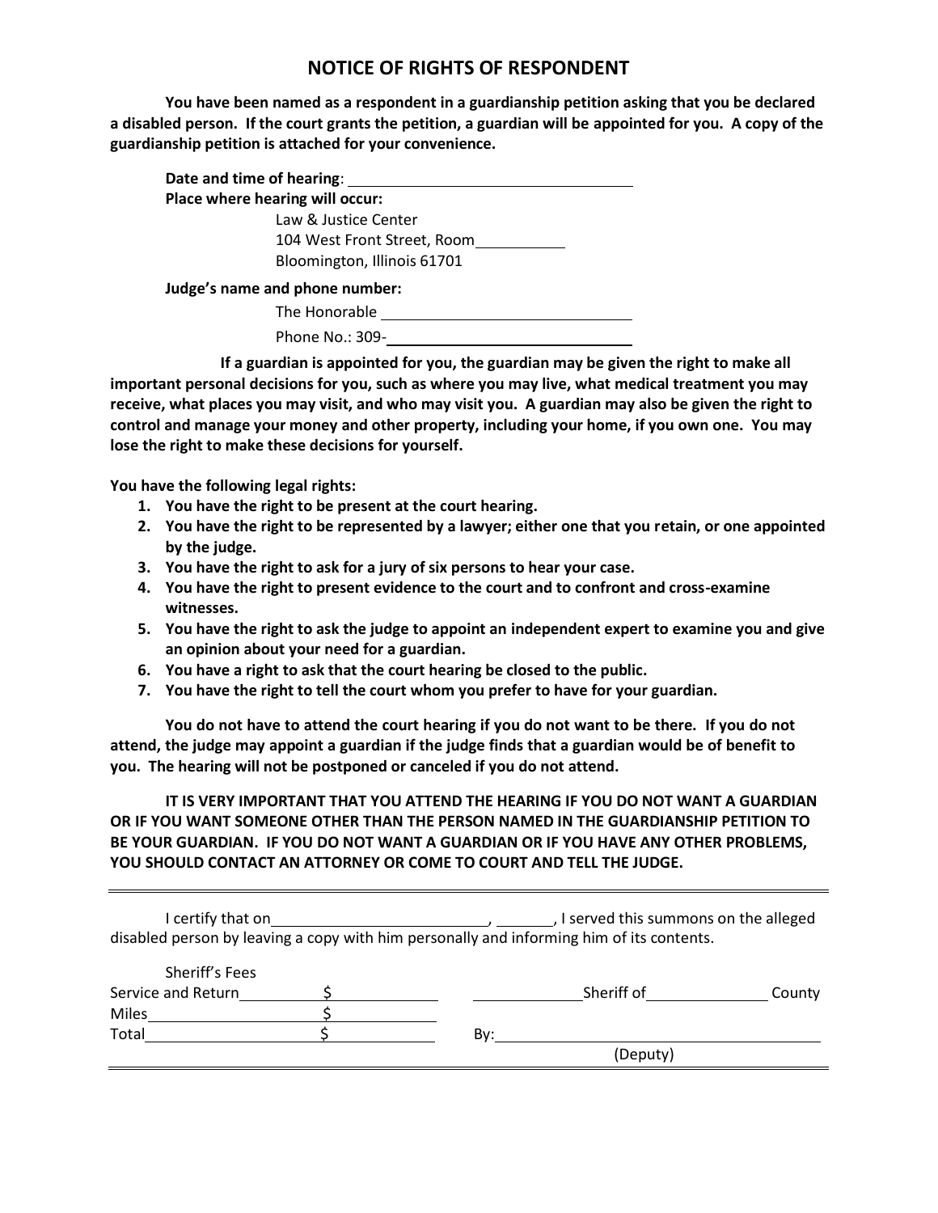# NOTICE OF RIGHTS OF RESPONDENT

**You have been named as a respondent in a guardianship petition asking that you be declared a disabled person. If the court grants the petition, a guardian will be appointed for you. A copy of the guardianship petition is attached for your convenience.**

**Date and time of hearing**: ______________________________

**Place where hearing will occur:**

Law & Justice Center
104 West Front Street, Room__________
Bloomington, Illinois 61701

**Judge's name and phone number:**

The Honorable ___________________________

Phone No.: 309-___________________________

**If a guardian is appointed for you, the guardian may be given the right to make all important personal decisions for you, such as where you may live, what medical treatment you may receive, what places you may visit, and who may visit you. A guardian may also be given the right to control and manage your money and other property, including your home, if you own one. You may lose the right to make these decisions for yourself.**

**You have the following legal rights:**

1. **You have the right to be present at the court hearing.**
2. **You have the right to be represented by a lawyer; either one that you retain, or one appointed by the judge.**
3. **You have the right to ask for a jury of six persons to hear your case.**
4. **You have the right to present evidence to the court and to confront and cross-examine witnesses.**
5. **You have the right to ask the judge to appoint an independent expert to examine you and give an opinion about your need for a guardian.**
6. **You have a right to ask that the court hearing be closed to the public.**
7. **You have the right to tell the court whom you prefer to have for your guardian.**

**You do not have to attend the court hearing if you do not want to be there. If you do not attend, the judge may appoint a guardian if the judge finds that a guardian would be of benefit to you. The hearing will not be postponed or canceled if you do not attend.**

**IT IS VERY IMPORTANT THAT YOU ATTEND THE HEARING IF YOU DO NOT WANT A GUARDIAN OR IF YOU WANT SOMEONE OTHER THAN THE PERSON NAMED IN THE GUARDIANSHIP PETITION TO BE YOUR GUARDIAN. IF YOU DO NOT WANT A GUARDIAN OR IF YOU HAVE ANY OTHER PROBLEMS, YOU SHOULD CONTACT AN ATTORNEY OR COME TO COURT AND TELL THE JUDGE.**

---

I certify that on________________________, ______, I served this summons on the alleged disabled person by leaving a copy with him personally and informing him of its contents.

Sheriff's Fees

Service and Return__________ $__________ ____________Sheriff of____________ County

Miles__________ $__________

Total__________ $__________ By:______________________________

(Deputy)